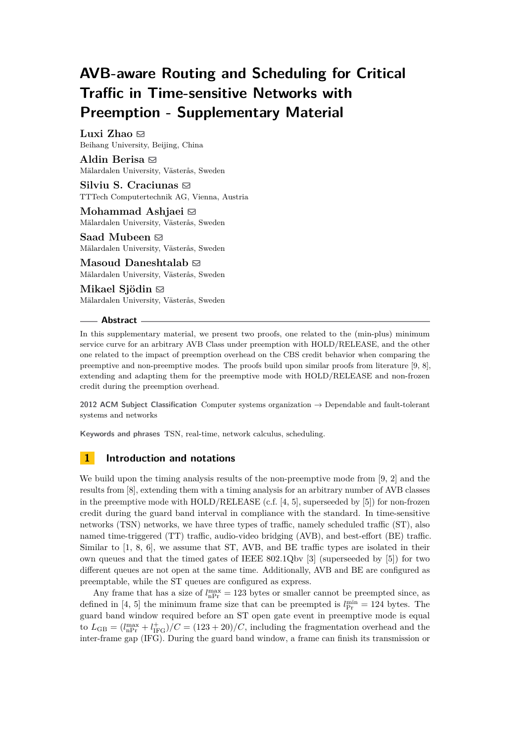# AVB-aware Routing and Scheduling for Critical Traffic in Time-sensitive Networks with Preemption - Supplementary Material

**Luxi Zhao** ✉
Beihang University, Beijing, China

**Aldin Berisa** ✉
Mälardalen University, Västerås, Sweden

**Silviu S. Craciunas** ✉
TTTech Computertechnik AG, Vienna, Austria

**Mohammad Ashjaei** ✉
Mälardalen University, Västerås, Sweden

**Saad Mubeen** ✉
Mälardalen University, Västerås, Sweden

**Masoud Daneshtalab** ✉
Mälardalen University, Västerås, Sweden

**Mikael Sjödin** ✉
Mälardalen University, Västerås, Sweden

## Abstract

In this supplementary material, we present two proofs, one related to the (min-plus) minimum service curve for an arbitrary AVB Class under preemption with HOLD/RELEASE, and the other one related to the impact of preemption overhead on the CBS credit behavior when comparing the preemptive and non-preemptive modes. The proofs build upon similar proofs from literature [9, 8], extending and adapting them for the preemptive mode with HOLD/RELEASE and non-frozen credit during the preemption overhead.

**2012 ACM Subject Classification** Computer systems organization → Dependable and fault-tolerant systems and networks

**Keywords and phrases** TSN, real-time, network calculus, scheduling.

## 1 Introduction and notations

We build upon the timing analysis results of the non-preemptive mode from [9, 2] and the results from [8], extending them with a timing analysis for an arbitrary number of AVB classes in the preemptive mode with HOLD/RELEASE (c.f. [4, 5], superseded by [5]) for non-frozen credit during the guard band interval in compliance with the standard. In time-sensitive networks (TSN) networks, we have three types of traffic, namely scheduled traffic (ST), also named time-triggered (TT) traffic, audio-video bridging (AVB), and best-effort (BE) traffic. Similar to [1, 8, 6], we assume that ST, AVB, and BE traffic types are isolated in their own queues and that the timed gates of IEEE 802.1Qbv [3] (superseded by [5]) for two different queues are not open at the same time. Additionally, AVB and BE are configured as preemptable, while the ST queues are configured as express.

Any frame that has a size of $l_{\text{nPr}}^{\max} = 123$ bytes or smaller cannot be preempted since, as defined in [4, 5] the minimum frame size that can be preempted is $l_{\text{Pr}}^{\min} = 124$ bytes. The guard band window required before an ST open gate event in preemptive mode is equal to $L_{\text{GB}} = (l_{\text{nPr}}^{\max} + l_{\text{IFG}}^{+})/C = (123 + 20)/C$, including the fragmentation overhead and the inter-frame gap (IFG). During the guard band window, a frame can finish its transmission or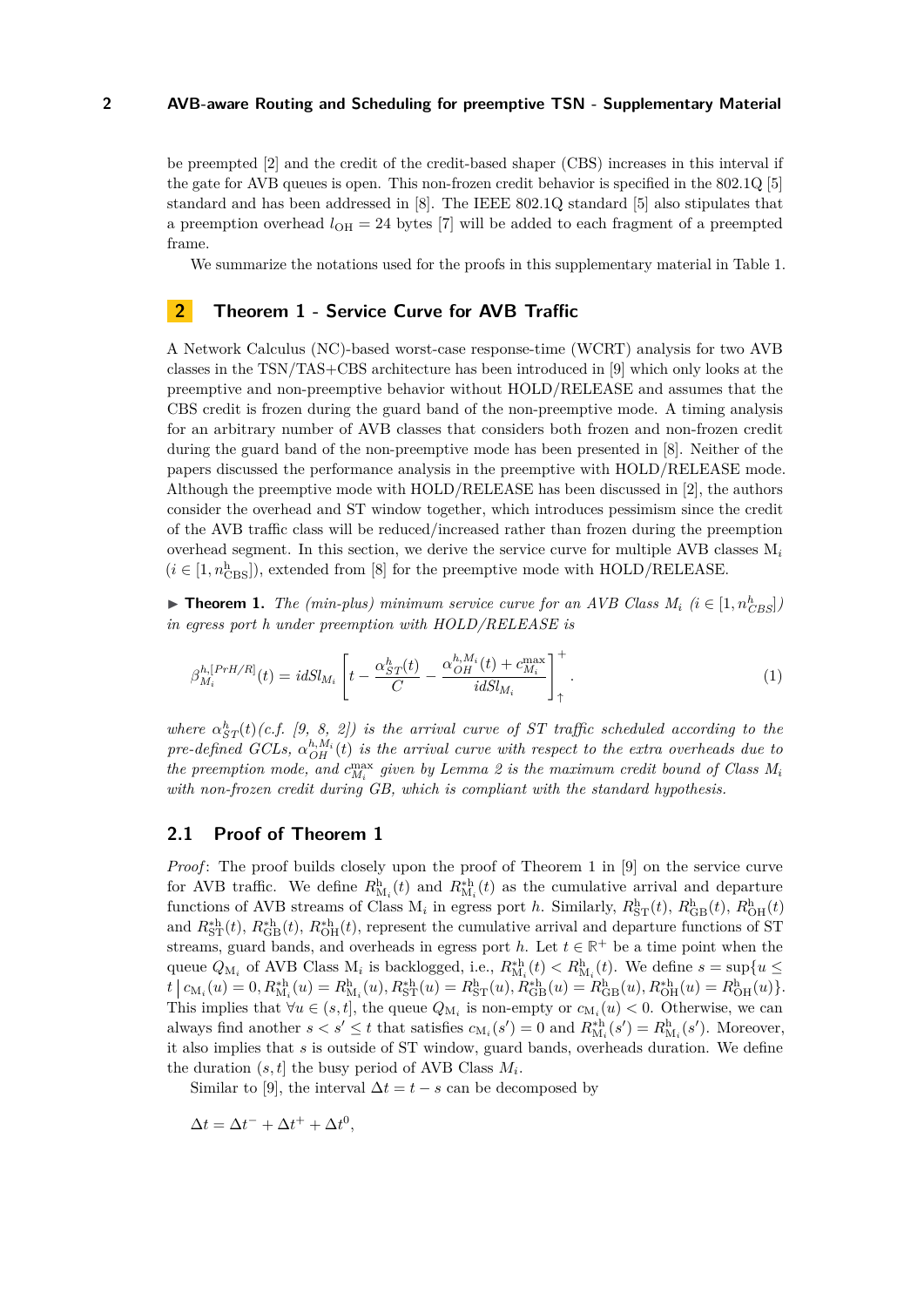be preempted [2] and the credit of the credit-based shaper (CBS) increases in this interval if the gate for AVB queues is open. This non-frozen credit behavior is specified in the 802.1Q [5] standard and has been addressed in [8]. The IEEE 802.1Q standard [5] also stipulates that a preemption overhead $l_{\mathrm{OH}} = 24$ bytes [7] will be added to each fragment of a preempted frame.

We summarize the notations used for the proofs in this supplementary material in Table 1.

## 2 Theorem 1 - Service Curve for AVB Traffic

A Network Calculus (NC)-based worst-case response-time (WCRT) analysis for two AVB classes in the TSN/TAS+CBS architecture has been introduced in [9] which only looks at the preemptive and non-preemptive behavior without HOLD/RELEASE and assumes that the CBS credit is frozen during the guard band of the non-preemptive mode. A timing analysis for an arbitrary number of AVB classes that considers both frozen and non-frozen credit during the guard band of the non-preemptive mode has been presented in [8]. Neither of the papers discussed the performance analysis in the preemptive with HOLD/RELEASE mode. Although the preemptive mode with HOLD/RELEASE has been discussed in [2], the authors consider the overhead and ST window together, which introduces pessimism since the credit of the AVB traffic class will be reduced/increased rather than frozen during the preemption overhead segment. In this section, we derive the service curve for multiple AVB classes $\mathrm{M}_i$ ($i \in [1, n^{\mathrm{h}}_{\mathrm{CBS}}]$), extended from [8] for the preemptive mode with HOLD/RELEASE.

▶ **Theorem 1.** *The (min-plus) minimum service curve for an AVB Class $M_i$ ($i \in [1, n^h_{CBS}]$) in egress port $h$ under preemption with HOLD/RELEASE is*

$$\beta^{h,[PrH/R]}_{M_i}(t) = idSl_{M_i}\left[t - \frac{\alpha^h_{ST}(t)}{C} - \frac{\alpha^{h,M_i}_{OH}(t) + c^{\max}_{M_i}}{idSl_{M_i}}\right]^+_{\uparrow}. \tag{1}$$

*where $\alpha^h_{ST}(t)$(c.f. [9, 8, 2]) is the arrival curve of ST traffic scheduled according to the pre-defined GCLs, $\alpha^{h,M_i}_{OH}(t)$ is the arrival curve with respect to the extra overheads due to the preemption mode, and $c^{\max}_{M_i}$ given by Lemma 2 is the maximum credit bound of Class $M_i$ with non-frozen credit during GB, which is compliant with the standard hypothesis.*

### 2.1 Proof of Theorem 1

*Proof*: The proof builds closely upon the proof of Theorem 1 in [9] on the service curve for AVB traffic. We define $R^{\mathrm{h}}_{\mathrm{M}_i}(t)$ and $R^{*\mathrm{h}}_{\mathrm{M}_i}(t)$ as the cumulative arrival and departure functions of AVB streams of Class $\mathrm{M}_i$ in egress port $h$. Similarly, $R^{\mathrm{h}}_{\mathrm{ST}}(t)$, $R^{\mathrm{h}}_{\mathrm{GB}}(t)$, $R^{\mathrm{h}}_{\mathrm{OH}}(t)$ and $R^{*\mathrm{h}}_{\mathrm{ST}}(t)$, $R^{*\mathrm{h}}_{\mathrm{GB}}(t)$, $R^{*\mathrm{h}}_{\mathrm{OH}}(t)$, represent the cumulative arrival and departure functions of ST streams, guard bands, and overheads in egress port $h$. Let $t \in \mathbb{R}^+$ be a time point when the queue $Q_{\mathrm{M}_i}$ of AVB Class $\mathrm{M}_i$ is backlogged, i.e., $R^{*\mathrm{h}}_{\mathrm{M}_i}(t) < R^{\mathrm{h}}_{\mathrm{M}_i}(t)$. We define $s = \sup\{u \leq t \,|\, c_{\mathrm{M}_i}(u) = 0, R^{*\mathrm{h}}_{\mathrm{M}_i}(u) = R^{\mathrm{h}}_{\mathrm{M}_i}(u), R^{*\mathrm{h}}_{\mathrm{ST}}(u) = R^{\mathrm{h}}_{\mathrm{ST}}(u), R^{*\mathrm{h}}_{\mathrm{GB}}(u) = R^{\mathrm{h}}_{\mathrm{GB}}(u), R^{*\mathrm{h}}_{\mathrm{OH}}(u) = R^{\mathrm{h}}_{\mathrm{OH}}(u)\}$. This implies that $\forall u \in (s, t]$, the queue $Q_{\mathrm{M}_i}$ is non-empty or $c_{\mathrm{M}_i}(u) < 0$. Otherwise, we can always find another $s < s' \leq t$ that satisfies $c_{\mathrm{M}_i}(s') = 0$ and $R^{*\mathrm{h}}_{\mathrm{M}_i}(s') = R^{\mathrm{h}}_{\mathrm{M}_i}(s')$. Moreover, it also implies that $s$ is outside of ST window, guard bands, overheads duration. We define the duration $(s, t]$ the busy period of AVB Class $M_i$.

Similar to [9], the interval $\Delta t = t - s$ can be decomposed by

$$\Delta t = \Delta t^- + \Delta t^+ + \Delta t^0,$$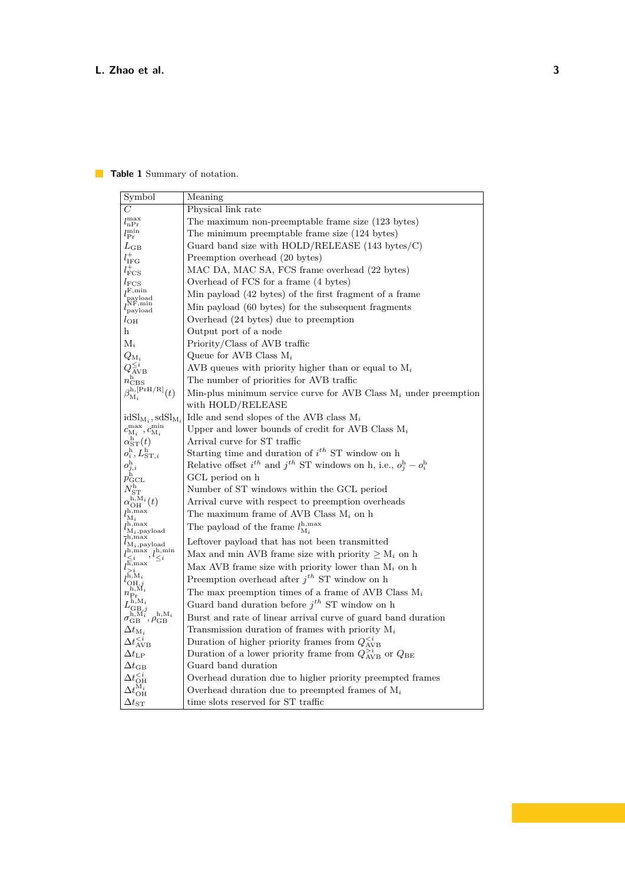**Table 1** Summary of notation.

| Symbol | Meaning |
|---|---|
| $C$ | Physical link rate |
| $l_{\mathrm{nPr}}^{\max}$ | The maximum non-preemptable frame size (123 bytes) |
| $l_{\mathrm{Pr}}^{\min}$ | The minimum preemptable frame size (124 bytes) |
| $L_{\mathrm{GB}}$ | Guard band size with HOLD/RELEASE (143 bytes/C) |
| $l_{\mathrm{IFG}}^{+}$ | Preemption overhead (20 bytes) |
| $l_{\mathrm{FCS}}^{+}$ | MAC DA, MAC SA, FCS frame overhead (22 bytes) |
| $l_{\mathrm{FCS}}$ | Overhead of FCS for a frame (4 bytes) |
| $l_{\mathrm{payload}}^{\mathrm{F,min}}$ | Min payload (42 bytes) of the first fragment of a frame |
| $l_{\mathrm{payload}}^{\mathrm{NF,min}}$ | Min payload (60 bytes) for the subsequent fragments |
| $l_{\mathrm{OH}}$ | Overhead (24 bytes) due to preemption |
| h | Output port of a node |
| $\mathrm{M}_i$ | Priority/Class of AVB traffic |
| $Q_{\mathrm{M}_i}$ | Queue for AVB Class $\mathrm{M}_i$ |
| $Q_{\mathrm{AVB}}^{\leq i}$ | AVB queues with priority higher than or equal to $\mathrm{M}_i$ |
| $n_{\mathrm{CBS}}^{\mathrm{h}}$ | The number of priorities for AVB traffic |
| $\beta_{\mathrm{M}_i}^{\mathrm{h,[PrH/R]}}(t)$ | Min-plus minimum service curve for AVB Class $\mathrm{M}_i$ under preemption with HOLD/RELEASE |
| $\mathrm{idSl}_{\mathrm{M}_i}, \mathrm{sdSl}_{\mathrm{M}_i}$ | Idle and send slopes of the AVB class $\mathrm{M}_i$ |
| $c_{\mathrm{M}_i}^{\max}, c_{\mathrm{M}_i}^{\min}$ | Upper and lower bounds of credit for AVB Class $\mathrm{M}_i$ |
| $\alpha_{\mathrm{ST}}^{\mathrm{h}}(t)$ | Arrival curve for ST traffic |
| $o_i^{\mathrm{h}}, L_{\mathrm{ST},i}^{\mathrm{h}}$ | Starting time and duration of $i^{th}$ ST window on h |
| $o_{j,i}^{\mathrm{h}}$ | Relative offset $i^{th}$ and $j^{th}$ ST windows on h, i.e., $o_j^{\mathrm{h}} - o_i^{\mathrm{h}}$ |
| $p_{\mathrm{GCL}}^{\mathrm{h}}$ | GCL period on h |
| $N_{\mathrm{ST}}^{\mathrm{h}}$ | Number of ST windows within the GCL period |
| $\alpha_{\mathrm{OH}}^{\mathrm{h},\mathrm{M}_i}(t)$ | Arrival curve with respect to preemption overheads |
| $l_{\mathrm{M}_i}^{\mathrm{h,max}}$ | The maximum frame of AVB Class $\mathrm{M}_i$ on h |
| $l_{\mathrm{M}_i,\mathrm{payload}}^{\mathrm{h,max}}$ | The payload of the frame $l_{\mathrm{M}_i}^{\mathrm{h,max}}$ |
| $\bar{l}_{\mathrm{M}_i,\mathrm{payload}}^{\mathrm{h,max}}$ | Leftover payload that has not been transmitted |
| $l_{\leq i}^{\mathrm{h,max}}, l_{\leq i}^{\mathrm{h,min}}$ | Max and min AVB frame size with priority $\geq \mathrm{M}_i$ on h |
| $l_{>i}^{\mathrm{h,max}}$ | Max AVB frame size with priority lower than $\mathrm{M}_i$ on h |
| $l_{\mathrm{OH},j}^{\mathrm{h},\mathrm{M}_i}$ | Preemption overhead after $j^{th}$ ST window on h |
| $n_{\mathrm{Pr}}^{\mathrm{h},\mathrm{M}_i}$ | The max preemption times of a frame of AVB Class $\mathrm{M}_i$ |
| $L_{\mathrm{GB},j}^{\mathrm{h},\mathrm{M}_i}$ | Guard band duration before $j^{th}$ ST window on h |
| $\sigma_{\mathrm{GB}}^{\mathrm{h},\mathrm{M}_i}, \rho_{\mathrm{GB}}^{\mathrm{h},\mathrm{M}_i}$ | Burst and rate of linear arrival curve of guard band duration |
| $\Delta t_{\mathrm{M}_i}$ | Transmission duration of frames with priority $\mathrm{M}_i$ |
| $\Delta t_{\mathrm{AVB}}^{<i}$ | Duration of higher priority frames from $Q_{\mathrm{AVB}}^{<i}$ |
| $\Delta t_{\mathrm{LP}}$ | Duration of a lower priority frame from $Q_{\mathrm{AVB}}^{>i}$ or $Q_{\mathrm{BE}}$ |
| $\Delta t_{\mathrm{GB}}$ | Guard band duration |
| $\Delta t_{\mathrm{OH}}^{<i}$ | Overhead duration due to higher priority preempted frames |
| $\Delta t_{\mathrm{OH}}^{\mathrm{M}_i}$ | Overhead duration due to preempted frames of $\mathrm{M}_i$ |
| $\Delta t_{\mathrm{ST}}$ | time slots reserved for ST traffic |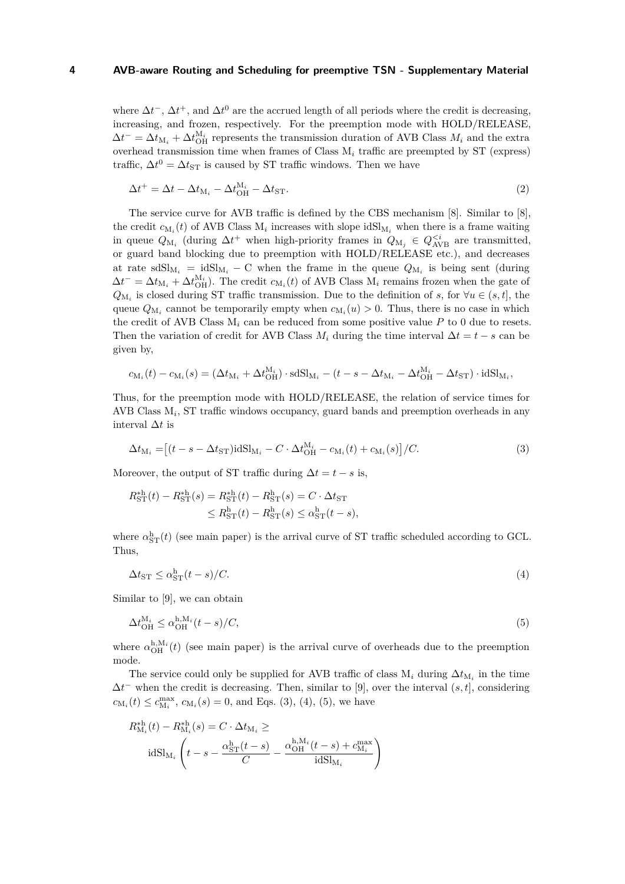where $\Delta t^-$, $\Delta t^+$, and $\Delta t^0$ are the accrued length of all periods where the credit is decreasing, increasing, and frozen, respectively. For the preemption mode with HOLD/RELEASE, $\Delta t^- = \Delta t_{\mathrm{M}_i} + \Delta t_{\mathrm{OH}}^{\mathrm{M}_i}$ represents the transmission duration of AVB Class $M_i$ and the extra overhead transmission time when frames of Class $\mathrm{M}_i$ traffic are preempted by ST (express) traffic, $\Delta t^0 = \Delta t_{\mathrm{ST}}$ is caused by ST traffic windows. Then we have

$$\Delta t^+ = \Delta t - \Delta t_{\mathrm{M}_i} - \Delta t_{\mathrm{OH}}^{\mathrm{M}_i} - \Delta t_{\mathrm{ST}}. \tag{2}$$

The service curve for AVB traffic is defined by the CBS mechanism [8]. Similar to [8], the credit $c_{\mathrm{M}_i}(t)$ of AVB Class $\mathrm{M}_i$ increases with slope $\mathrm{idSl}_{\mathrm{M}_i}$ when there is a frame waiting in queue $Q_{\mathrm{M}_i}$ (during $\Delta t^+$ when high-priority frames in $Q_{\mathrm{M}_j} \in Q_{\mathrm{AVB}}^{<i}$ are transmitted, or guard band blocking due to preemption with HOLD/RELEASE etc.), and decreases at rate $\mathrm{sdSl}_{\mathrm{M}_i} = \mathrm{idSl}_{\mathrm{M}_i} - \mathrm{C}$ when the frame in the queue $Q_{\mathrm{M}_i}$ is being sent (during $\Delta t^- = \Delta t_{\mathrm{M}_i} + \Delta t_{\mathrm{OH}}^{\mathrm{M}_i}$). The credit $c_{\mathrm{M}_i}(t)$ of AVB Class $\mathrm{M}_i$ remains frozen when the gate of $Q_{\mathrm{M}_i}$ is closed during ST traffic transmission. Due to the definition of $s$, for $\forall u \in (s, t]$, the queue $Q_{\mathrm{M}_i}$ cannot be temporarily empty when $c_{\mathrm{M}_i}(u) > 0$. Thus, there is no case in which the credit of AVB Class $\mathrm{M}_i$ can be reduced from some positive value $P$ to 0 due to resets. Then the variation of credit for AVB Class $M_i$ during the time interval $\Delta t = t - s$ can be given by,

$$c_{\mathrm{M}_i}(t) - c_{\mathrm{M}_i}(s) = (\Delta t_{\mathrm{M}_i} + \Delta t_{\mathrm{OH}}^{\mathrm{M}_i}) \cdot \mathrm{sdSl}_{\mathrm{M}_i} - (t - s - \Delta t_{\mathrm{M}_i} - \Delta t_{\mathrm{OH}}^{\mathrm{M}_i} - \Delta t_{\mathrm{ST}}) \cdot \mathrm{idSl}_{\mathrm{M}_i},$$

Thus, for the preemption mode with HOLD/RELEASE, the relation of service times for AVB Class $\mathrm{M}_i$, ST traffic windows occupancy, guard bands and preemption overheads in any interval $\Delta t$ is

$$\Delta t_{\mathrm{M}_i} = \big[(t - s - \Delta t_{\mathrm{ST}})\mathrm{idSl}_{\mathrm{M}_i} - C \cdot \Delta t_{\mathrm{OH}}^{\mathrm{M}_i} - c_{\mathrm{M}_i}(t) + c_{\mathrm{M}_i}(s)\big]/C. \tag{3}$$

Moreover, the output of ST traffic during $\Delta t = t - s$ is,

$$\begin{aligned} R_{\mathrm{ST}}^{*\mathrm{h}}(t) - R_{\mathrm{ST}}^{*\mathrm{h}}(s) &= R_{\mathrm{ST}}^{*\mathrm{h}}(t) - R_{\mathrm{ST}}^{\mathrm{h}}(s) = C \cdot \Delta t_{\mathrm{ST}} \\ &\leq R_{\mathrm{ST}}^{\mathrm{h}}(t) - R_{\mathrm{ST}}^{\mathrm{h}}(s) \leq \alpha_{\mathrm{ST}}^{\mathrm{h}}(t - s), \end{aligned}$$

where $\alpha_{\mathrm{ST}}^{\mathrm{h}}(t)$ (see main paper) is the arrival curve of ST traffic scheduled according to GCL. Thus,

$$\Delta t_{\mathrm{ST}} \leq \alpha_{\mathrm{ST}}^{\mathrm{h}}(t - s)/C. \tag{4}$$

Similar to [9], we can obtain

$$\Delta t_{\mathrm{OH}}^{\mathrm{M}_i} \leq \alpha_{\mathrm{OH}}^{\mathrm{h},\mathrm{M}_i}(t - s)/C, \tag{5}$$

where $\alpha_{\mathrm{OH}}^{\mathrm{h},\mathrm{M}_i}(t)$ (see main paper) is the arrival curve of overheads due to the preemption mode.

The service could only be supplied for AVB traffic of class $\mathrm{M}_i$ during $\Delta t_{\mathrm{M}_i}$ in the time $\Delta t^-$ when the credit is decreasing. Then, similar to [9], over the interval $(s, t]$, considering $c_{\mathrm{M}_i}(t) \leq c_{\mathrm{M}_i}^{\max}$, $c_{\mathrm{M}_i}(s) = 0$, and Eqs. (3), (4), (5), we have

$$\begin{aligned} &R_{\mathrm{M}_i}^{*\mathrm{h}}(t) - R_{\mathrm{M}_i}^{*\mathrm{h}}(s) = C \cdot \Delta t_{\mathrm{M}_i} \geq \\ &\mathrm{idSl}_{\mathrm{M}_i} \left( t - s - \frac{\alpha_{\mathrm{ST}}^{\mathrm{h}}(t - s)}{C} - \frac{\alpha_{\mathrm{OH}}^{\mathrm{h},\mathrm{M}_i}(t - s) + c_{\mathrm{M}_i}^{\max}}{\mathrm{idSl}_{\mathrm{M}_i}} \right) \end{aligned}$$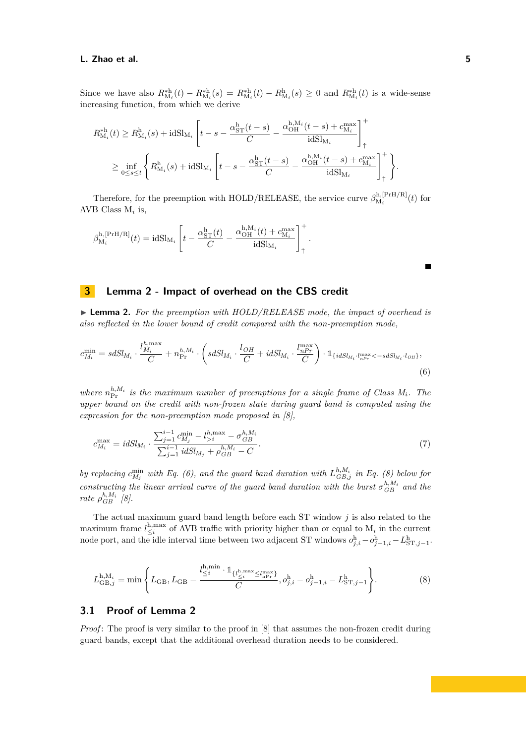Since we have also $R^{*\mathrm{h}}_{\mathrm{M}_i}(t) - R^{*\mathrm{h}}_{\mathrm{M}_i}(s) = R^{*\mathrm{h}}_{\mathrm{M}_i}(t) - R^{\mathrm{h}}_{\mathrm{M}_i}(s) \geq 0$ and $R^{*\mathrm{h}}_{\mathrm{M}_i}(t)$ is a wide-sense increasing function, from which we derive

$$
\begin{aligned}
R^{*\mathrm{h}}_{\mathrm{M}_i}(t) &\geq R^{\mathrm{h}}_{\mathrm{M}_i}(s) + \mathrm{idSl}_{\mathrm{M}_i}\left[t - s - \frac{\alpha^{\mathrm{h}}_{\mathrm{ST}}(t-s)}{C} - \frac{\alpha^{\mathrm{h},\mathrm{M}_i}_{\mathrm{OH}}(t-s) + c^{\max}_{\mathrm{M}_i}}{\mathrm{idSl}_{\mathrm{M}_i}}\right]^{+}_{\uparrow} \\
&\geq \inf_{0 \leq s \leq t}\left\{R^{\mathrm{h}}_{\mathrm{M}_i}(s) + \mathrm{idSl}_{\mathrm{M}_i}\left[t - s - \frac{\alpha^{\mathrm{h}}_{\mathrm{ST}}(t-s)}{C} - \frac{\alpha^{\mathrm{h},\mathrm{M}_i}_{\mathrm{OH}}(t-s) + c^{\max}_{\mathrm{M}_i}}{\mathrm{idSl}_{\mathrm{M}_i}}\right]^{+}_{\uparrow}\right\}.
\end{aligned}
$$

Therefore, for the preemption with HOLD/RELEASE, the service curve $\beta^{\mathrm{h},[\mathrm{PrH/R}]}_{\mathrm{M}_i}(t)$ for AVB Class $\mathrm{M}_i$ is,

$$
\beta^{\mathrm{h},[\mathrm{PrH/R}]}_{\mathrm{M}_i}(t) = \mathrm{idSl}_{\mathrm{M}_i}\left[t - \frac{\alpha^{\mathrm{h}}_{\mathrm{ST}}(t)}{C} - \frac{\alpha^{\mathrm{h},\mathrm{M}_i}_{\mathrm{OH}}(t) + c^{\max}_{\mathrm{M}_i}}{\mathrm{idSl}_{\mathrm{M}_i}}\right]^{+}_{\uparrow}.
$$

■

## 3 Lemma 2 - Impact of overhead on the CBS credit

▶ **Lemma 2.** *For the preemption with HOLD/RELEASE mode, the impact of overhead is also reflected in the lower bound of credit compared with the non-preemption mode,*

$$
c^{\min}_{M_i} = sdSl_{M_i} \cdot \frac{l^{h,\max}_{M_i}}{C} + n^{h,M_i}_{\mathrm{Pr}} \cdot \left(sdSl_{M_i} \cdot \frac{l_{OH}}{C} + idSl_{M_i} \cdot \frac{l^{\max}_{nPr}}{C}\right) \cdot \mathbb{1}_{\{idSl_{M_i} \cdot l^{\max}_{nPr} < -sdSl_{M_i} \cdot l_{OH}\}}, \tag{6}
$$

*where $n^{h,M_i}_{\mathrm{Pr}}$ is the maximum number of preemptions for a single frame of Class $M_i$. The upper bound on the credit with non-frozen state during guard band is computed using the expression for the non-preemption mode proposed in [8],*

$$
c^{\max}_{M_i} = idSl_{M_i} \cdot \frac{\sum_{j=1}^{i-1} c^{\min}_{M_j} - l^{h,\max}_{>i} - \sigma^{h,M_i}_{GB}}{\sum_{j=1}^{i-1} idSl_{M_j} + \rho^{h,M_i}_{GB} - C}. \tag{7}
$$

*by replacing $c^{\min}_{M_j}$ with Eq. (6), and the guard band duration with $L^{h,M_i}_{GB,j}$ in Eq. (8) below for constructing the linear arrival curve of the guard band duration with the burst $\sigma^{h,M_i}_{GB}$ and the rate $\rho^{h,M_i}_{GB}$ [8].*

The actual maximum guard band length before each ST window $j$ is also related to the maximum frame $l^{\mathrm{h},\max}_{\leq i}$ of AVB traffic with priority higher than or equal to $\mathrm{M}_i$ in the current node port, and the idle interval time between two adjacent ST windows $o^{\mathrm{h}}_{j,i} - o^{\mathrm{h}}_{j-1,i} - L^{\mathrm{h}}_{\mathrm{ST},j-1}$.

$$
L^{\mathrm{h},\mathrm{M}_i}_{\mathrm{GB},j} = \min\left\{L_{\mathrm{GB}}, L_{\mathrm{GB}} - \frac{l^{\mathrm{h},\min}_{\leq i} \cdot \mathbb{1}_{\{l^{\mathrm{h},\max}_{\leq i} \leq l^{\max}_{\mathrm{nPr}}\}}}{C}, o^{\mathrm{h}}_{j,i} - o^{\mathrm{h}}_{j-1,i} - L^{\mathrm{h}}_{\mathrm{ST},j-1}\right\}. \tag{8}
$$

### 3.1 Proof of Lemma 2

*Proof*: The proof is very similar to the proof in [8] that assumes the non-frozen credit during guard bands, except that the additional overhead duration needs to be considered.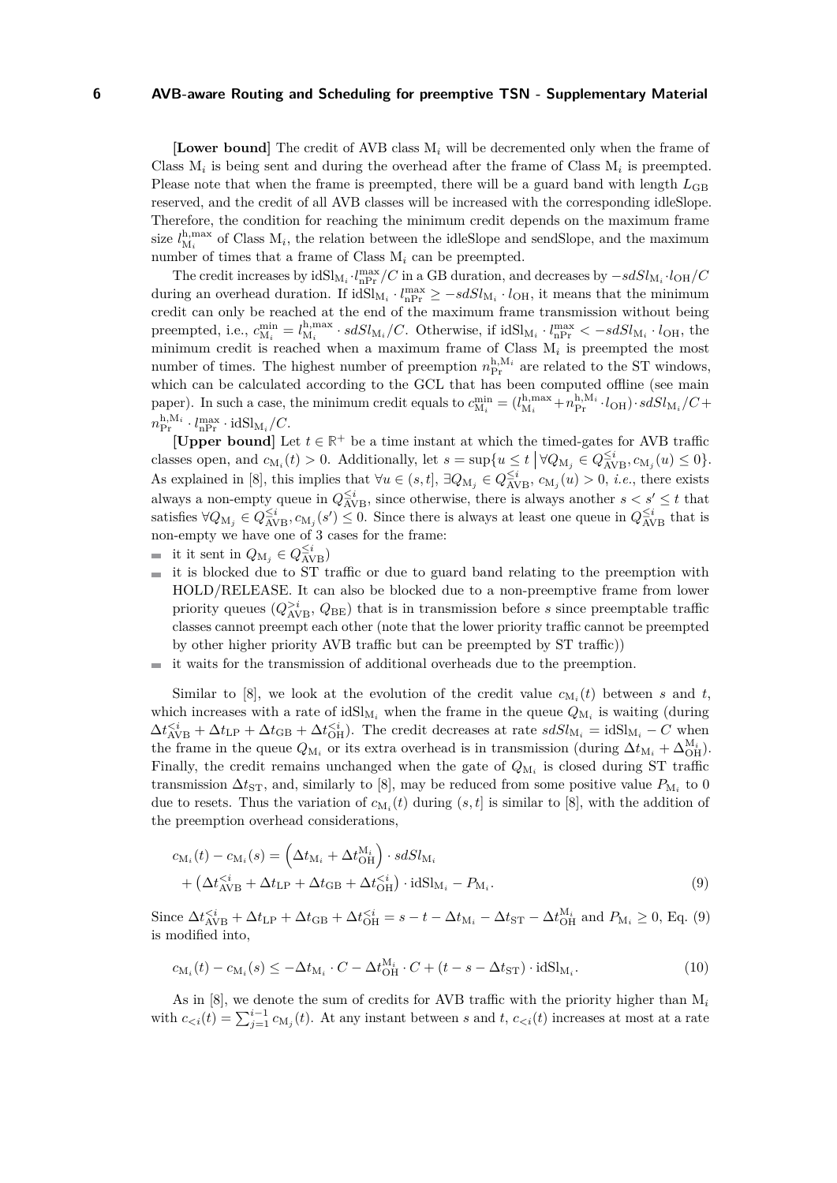**[Lower bound]** The credit of AVB class $\mathrm{M}_i$ will be decremented only when the frame of Class $\mathrm{M}_i$ is being sent and during the overhead after the frame of Class $\mathrm{M}_i$ is preempted. Please note that when the frame is preempted, there will be a guard band with length $L_{\mathrm{GB}}$ reserved, and the credit of all AVB classes will be increased with the corresponding idleSlope. Therefore, the condition for reaching the minimum credit depends on the maximum frame size $l^{\mathrm{h,max}}_{\mathrm{M}_i}$ of Class $\mathrm{M}_i$, the relation between the idleSlope and sendSlope, and the maximum number of times that a frame of Class $\mathrm{M}_i$ can be preempted.

The credit increases by $\mathrm{idSl}_{\mathrm{M}_i} \cdot l^{\max}_{\mathrm{nPr}}/C$ in a GB duration, and decreases by $-sdSl_{\mathrm{M}_i} \cdot l_{\mathrm{OH}}/C$ during an overhead duration. If $\mathrm{idSl}_{\mathrm{M}_i} \cdot l^{\max}_{\mathrm{nPr}} \geq -sdSl_{\mathrm{M}_i} \cdot l_{\mathrm{OH}}$, it means that the minimum credit can only be reached at the end of the maximum frame transmission without being preempted, i.e., $c^{\min}_{\mathrm{M}_i} = l^{\mathrm{h,max}}_{\mathrm{M}_i} \cdot sdSl_{\mathrm{M}_i}/C$. Otherwise, if $\mathrm{idSl}_{\mathrm{M}_i} \cdot l^{\max}_{\mathrm{nPr}} < -sdSl_{\mathrm{M}_i} \cdot l_{\mathrm{OH}}$, the minimum credit is reached when a maximum frame of Class $\mathrm{M}_i$ is preempted the most number of times. The highest number of preemption $n^{\mathrm{h,M}_i}_{\mathrm{Pr}}$ are related to the ST windows, which can be calculated according to the GCL that has been computed offline (see main paper). In such a case, the minimum credit equals to $c^{\min}_{\mathrm{M}_i} = (l^{\mathrm{h,max}}_{\mathrm{M}_i} + n^{\mathrm{h,M}_i}_{\mathrm{Pr}} \cdot l_{\mathrm{OH}}) \cdot sdSl_{\mathrm{M}_i}/C + n^{\mathrm{h,M}_i}_{\mathrm{Pr}} \cdot l^{\max}_{\mathrm{nPr}} \cdot \mathrm{idSl}_{\mathrm{M}_i}/C$.

**[Upper bound]** Let $t \in \mathbb{R}^+$ be a time instant at which the timed-gates for AVB traffic classes open, and $c_{\mathrm{M}_i}(t) > 0$. Additionally, let $s = \sup\{u \leq t \,\big|\, \forall Q_{\mathrm{M}_j} \in Q^{\leq i}_{\mathrm{AVB}}, c_{\mathrm{M}_j}(u) \leq 0\}$. As explained in [8], this implies that $\forall u \in (s,t]$, $\exists Q_{\mathrm{M}_j} \in Q^{\leq i}_{\mathrm{AVB}}$, $c_{\mathrm{M}_j}(u) > 0$, *i.e.*, there exists always a non-empty queue in $Q^{\leq i}_{\mathrm{AVB}}$, since otherwise, there is always another $s < s' \leq t$ that satisfies $\forall Q_{\mathrm{M}_j} \in Q^{\leq i}_{\mathrm{AVB}}, c_{\mathrm{M}_j}(s') \leq 0$. Since there is always at least one queue in $Q^{\leq i}_{\mathrm{AVB}}$ that is non-empty we have one of 3 cases for the frame:

- it it sent in $Q_{\mathrm{M}_j} \in Q^{\leq i}_{\mathrm{AVB}}$)
- it is blocked due to ST traffic or due to guard band relating to the preemption with HOLD/RELEASE. It can also be blocked due to a non-preemptive frame from lower priority queues ($Q^{>i}_{\mathrm{AVB}}$, $Q_{\mathrm{BE}}$) that is in transmission before $s$ since preemptable traffic classes cannot preempt each other (note that the lower priority traffic cannot be preempted by other higher priority AVB traffic but can be preempted by ST traffic))
- it waits for the transmission of additional overheads due to the preemption.

Similar to [8], we look at the evolution of the credit value $c_{\mathrm{M}_i}(t)$ between $s$ and $t$, which increases with a rate of $\mathrm{idSl}_{\mathrm{M}_i}$ when the frame in the queue $Q_{\mathrm{M}_i}$ is waiting (during $\Delta t^{<i}_{\mathrm{AVB}} + \Delta t_{\mathrm{LP}} + \Delta t_{\mathrm{GB}} + \Delta t^{<i}_{\mathrm{OH}}$). The credit decreases at rate $sdSl_{\mathrm{M}_i} = \mathrm{idSl}_{\mathrm{M}_i} - C$ when the frame in the queue $Q_{\mathrm{M}_i}$ or its extra overhead is in transmission (during $\Delta t_{\mathrm{M}_i} + \Delta^{\mathrm{M}_i}_{\mathrm{OH}}$). Finally, the credit remains unchanged when the gate of $Q_{\mathrm{M}_i}$ is closed during ST traffic transmission $\Delta t_{\mathrm{ST}}$, and, similarly to [8], may be reduced from some positive value $P_{\mathrm{M}_i}$ to 0 due to resets. Thus the variation of $c_{\mathrm{M}_i}(t)$ during $(s,t]$ is similar to [8], with the addition of the preemption overhead considerations,

$$c_{\mathrm{M}_i}(t) - c_{\mathrm{M}_i}(s) = \left(\Delta t_{\mathrm{M}_i} + \Delta t^{\mathrm{M}_i}_{\mathrm{OH}}\right) \cdot sdSl_{\mathrm{M}_i} + \left(\Delta t^{<i}_{\mathrm{AVB}} + \Delta t_{\mathrm{LP}} + \Delta t_{\mathrm{GB}} + \Delta t^{<i}_{\mathrm{OH}}\right) \cdot \mathrm{idSl}_{\mathrm{M}_i} - P_{\mathrm{M}_i}. \tag{9}$$

Since $\Delta t^{<i}_{\mathrm{AVB}} + \Delta t_{\mathrm{LP}} + \Delta t_{\mathrm{GB}} + \Delta t^{<i}_{\mathrm{OH}} = s - t - \Delta t_{\mathrm{M}_i} - \Delta t_{\mathrm{ST}} - \Delta t^{\mathrm{M}_i}_{\mathrm{OH}}$ and $P_{\mathrm{M}_i} \geq 0$, Eq. (9) is modified into,

$$c_{\mathrm{M}_i}(t) - c_{\mathrm{M}_i}(s) \leq -\Delta t_{\mathrm{M}_i} \cdot C - \Delta t^{\mathrm{M}_i}_{\mathrm{OH}} \cdot C + (t - s - \Delta t_{\mathrm{ST}}) \cdot \mathrm{idSl}_{\mathrm{M}_i}. \tag{10}$$

As in [8], we denote the sum of credits for AVB traffic with the priority higher than $\mathrm{M}_i$ with $c_{<i}(t) = \sum_{j=1}^{i-1} c_{\mathrm{M}_j}(t)$. At any instant between $s$ and $t$, $c_{<i}(t)$ increases at most at a rate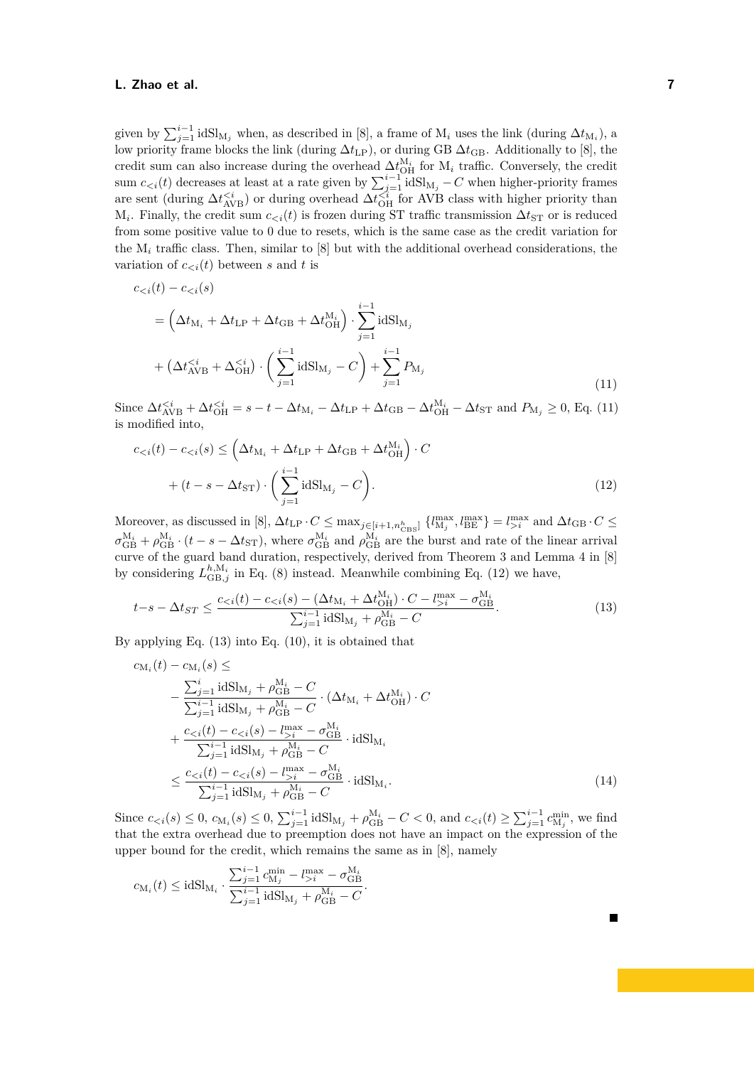given by $\sum_{j=1}^{i-1} \mathrm{idSl}_{\mathrm{M}_j}$ when, as described in [8], a frame of $\mathrm{M}_i$ uses the link (during $\Delta t_{\mathrm{M}_i}$), a low priority frame blocks the link (during $\Delta t_{\mathrm{LP}}$), or during GB $\Delta t_{\mathrm{GB}}$. Additionally to [8], the credit sum can also increase during the overhead $\Delta t_{\mathrm{OH}}^{\mathrm{M}_i}$ for $\mathrm{M}_i$ traffic. Conversely, the credit sum $c_{<i}(t)$ decreases at least at a rate given by $\sum_{j=1}^{i-1} \mathrm{idSl}_{\mathrm{M}_j} - C$ when higher-priority frames are sent (during $\Delta t_{\mathrm{AVB}}^{<i}$) or during overhead $\Delta t_{\mathrm{OH}}^{<i}$ for AVB class with higher priority than $\mathrm{M}_i$. Finally, the credit sum $c_{<i}(t)$ is frozen during ST traffic transmission $\Delta t_{\mathrm{ST}}$ or is reduced from some positive value to 0 due to resets, which is the same case as the credit variation for the $\mathrm{M}_i$ traffic class. Then, similar to [8] but with the additional overhead considerations, the variation of $c_{<i}(t)$ between $s$ and $t$ is

$$
\begin{aligned}
&c_{<i}(t) - c_{<i}(s) \\
&= \left(\Delta t_{\mathrm{M}_i} + \Delta t_{\mathrm{LP}} + \Delta t_{\mathrm{GB}} + \Delta t_{\mathrm{OH}}^{\mathrm{M}_i}\right) \cdot \sum_{j=1}^{i-1} \mathrm{idSl}_{\mathrm{M}_j} \\
&+ \left(\Delta t_{\mathrm{AVB}}^{<i} + \Delta_{\mathrm{OH}}^{<i}\right) \cdot \left(\sum_{j=1}^{i-1} \mathrm{idSl}_{\mathrm{M}_j} - C\right) + \sum_{j=1}^{i-1} P_{\mathrm{M}_j}
\end{aligned} \tag{11}
$$

Since $\Delta t_{\mathrm{AVB}}^{<i} + \Delta t_{\mathrm{OH}}^{<i} = s - t - \Delta t_{\mathrm{M}_i} - \Delta t_{\mathrm{LP}} + \Delta t_{\mathrm{GB}} - \Delta t_{\mathrm{OH}}^{\mathrm{M}_i} - \Delta t_{\mathrm{ST}}$ and $P_{\mathrm{M}_j} \geq 0$, Eq. (11) is modified into,

$$
\begin{aligned}
c_{<i}(t) - c_{<i}(s) \leq &\left(\Delta t_{\mathrm{M}_i} + \Delta t_{\mathrm{LP}} + \Delta t_{\mathrm{GB}} + \Delta t_{\mathrm{OH}}^{\mathrm{M}_i}\right) \cdot C \\
&+ (t - s - \Delta t_{\mathrm{ST}}) \cdot \left(\sum_{j=1}^{i-1} \mathrm{idSl}_{\mathrm{M}_j} - C\right).
\end{aligned} \tag{12}
$$

Moreover, as discussed in [8], $\Delta t_{\mathrm{LP}} \cdot C \leq \max_{j \in [i+1, n_{\mathrm{CBS}}^h]} \{l_{\mathrm{M}_j}^{\max}, l_{\mathrm{BE}}^{\max}\} = l_{>i}^{\max}$ and $\Delta t_{\mathrm{GB}} \cdot C \leq \sigma_{\mathrm{GB}}^{\mathrm{M}_i} + \rho_{\mathrm{GB}}^{\mathrm{M}_i} \cdot (t - s - \Delta t_{\mathrm{ST}})$, where $\sigma_{\mathrm{GB}}^{\mathrm{M}_i}$ and $\rho_{\mathrm{GB}}^{\mathrm{M}_i}$ are the burst and rate of the linear arrival curve of the guard band duration, respectively, derived from Theorem 3 and Lemma 4 in [8] by considering $L_{\mathrm{GB},j}^{h,\mathrm{M}_i}$ in Eq. (8) instead. Meanwhile combining Eq. (12) we have,

$$
t - s - \Delta t_{ST} \leq \frac{c_{<i}(t) - c_{<i}(s) - (\Delta t_{\mathrm{M}_i} + \Delta t_{\mathrm{OH}}^{\mathrm{M}_i}) \cdot C - l_{>i}^{\max} - \sigma_{\mathrm{GB}}^{\mathrm{M}_i}}{\sum_{j=1}^{i-1} \mathrm{idSl}_{\mathrm{M}_j} + \rho_{\mathrm{GB}}^{\mathrm{M}_i} - C}. \tag{13}
$$

By applying Eq. (13) into Eq. (10), it is obtained that

$$
\begin{aligned}
&c_{\mathrm{M}_i}(t) - c_{\mathrm{M}_i}(s) \leq \\
&\quad - \frac{\sum_{j=1}^{i} \mathrm{idSl}_{\mathrm{M}_j} + \rho_{\mathrm{GB}}^{\mathrm{M}_i} - C}{\sum_{j=1}^{i-1} \mathrm{idSl}_{\mathrm{M}_j} + \rho_{\mathrm{GB}}^{\mathrm{M}_i} - C} \cdot (\Delta t_{\mathrm{M}_i} + \Delta t_{\mathrm{OH}}^{\mathrm{M}_i}) \cdot C \\
&\quad + \frac{c_{<i}(t) - c_{<i}(s) - l_{>i}^{\max} - \sigma_{\mathrm{GB}}^{\mathrm{M}_i}}{\sum_{j=1}^{i-1} \mathrm{idSl}_{\mathrm{M}_j} + \rho_{\mathrm{GB}}^{\mathrm{M}_i} - C} \cdot \mathrm{idSl}_{\mathrm{M}_i} \\
&\quad \leq \frac{c_{<i}(t) - c_{<i}(s) - l_{>i}^{\max} - \sigma_{\mathrm{GB}}^{\mathrm{M}_i}}{\sum_{j=1}^{i-1} \mathrm{idSl}_{\mathrm{M}_j} + \rho_{\mathrm{GB}}^{\mathrm{M}_i} - C} \cdot \mathrm{idSl}_{\mathrm{M}_i}.
\end{aligned} \tag{14}
$$

Since $c_{<i}(s) \leq 0$, $c_{\mathrm{M}_i}(s) \leq 0$, $\sum_{j=1}^{i-1} \mathrm{idSl}_{\mathrm{M}_j} + \rho_{\mathrm{GB}}^{\mathrm{M}_i} - C < 0$, and $c_{<i}(t) \geq \sum_{j=1}^{i-1} c_{\mathrm{M}_j}^{\min}$, we find that the extra overhead due to preemption does not have an impact on the expression of the upper bound for the credit, which remains the same as in [8], namely

$$
c_{\mathrm{M}_i}(t) \leq \mathrm{idSl}_{\mathrm{M}_i} \cdot \frac{\sum_{j=1}^{i-1} c_{\mathrm{M}_j}^{\min} - l_{>i}^{\max} - \sigma_{\mathrm{GB}}^{\mathrm{M}_i}}{\sum_{j=1}^{i-1} \mathrm{idSl}_{\mathrm{M}_j} + \rho_{\mathrm{GB}}^{\mathrm{M}_i} - C}.
$$

■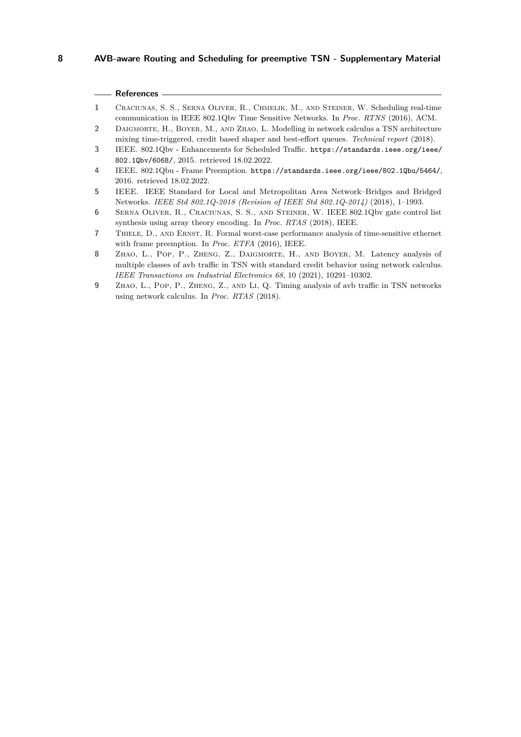## References

1. Craciunas, S. S., Serna Oliver, R., Chmelik, M., and Steiner, W. Scheduling real-time communication in IEEE 802.1Qbv Time Sensitive Networks. In *Proc. RTNS* (2016), ACM.
2. Daigmorte, H., Boyer, M., and Zhao, L. Modelling in network calculus a TSN architecture mixing time-triggered, credit based shaper and best-effort queues. *Technical report* (2018).
3. IEEE. 802.1Qbv - Enhancements for Scheduled Traffic. `https://standards.ieee.org/ieee/802.1Qbv/6068/`, 2015. retrieved 18.02.2022.
4. IEEE. 802.1Qbu - Frame Preemption. `https://standards.ieee.org/ieee/802.1Qbu/5464/`, 2016. retrieved 18.02.2022.
5. IEEE. IEEE Standard for Local and Metropolitan Area Network–Bridges and Bridged Networks. *IEEE Std 802.1Q-2018 (Revision of IEEE Std 802.1Q-2014)* (2018), 1–1993.
6. Serna Oliver, R., Craciunas, S. S., and Steiner, W. IEEE 802.1Qbv gate control list synthesis using array theory encoding. In *Proc. RTAS* (2018), IEEE.
7. Thiele, D., and Ernst, R. Formal worst-case performance analysis of time-sensitive ethernet with frame preemption. In *Proc. ETFA* (2016), IEEE.
8. Zhao, L., Pop, P., Zheng, Z., Daigmorte, H., and Boyer, M. Latency analysis of multiple classes of avb traffic in TSN with standard credit behavior using network calculus. *IEEE Transactions on Industrial Electronics 68*, 10 (2021), 10291–10302.
9. Zhao, L., Pop, P., Zheng, Z., and Li, Q. Timing analysis of avb traffic in TSN networks using network calculus. In *Proc. RTAS* (2018).